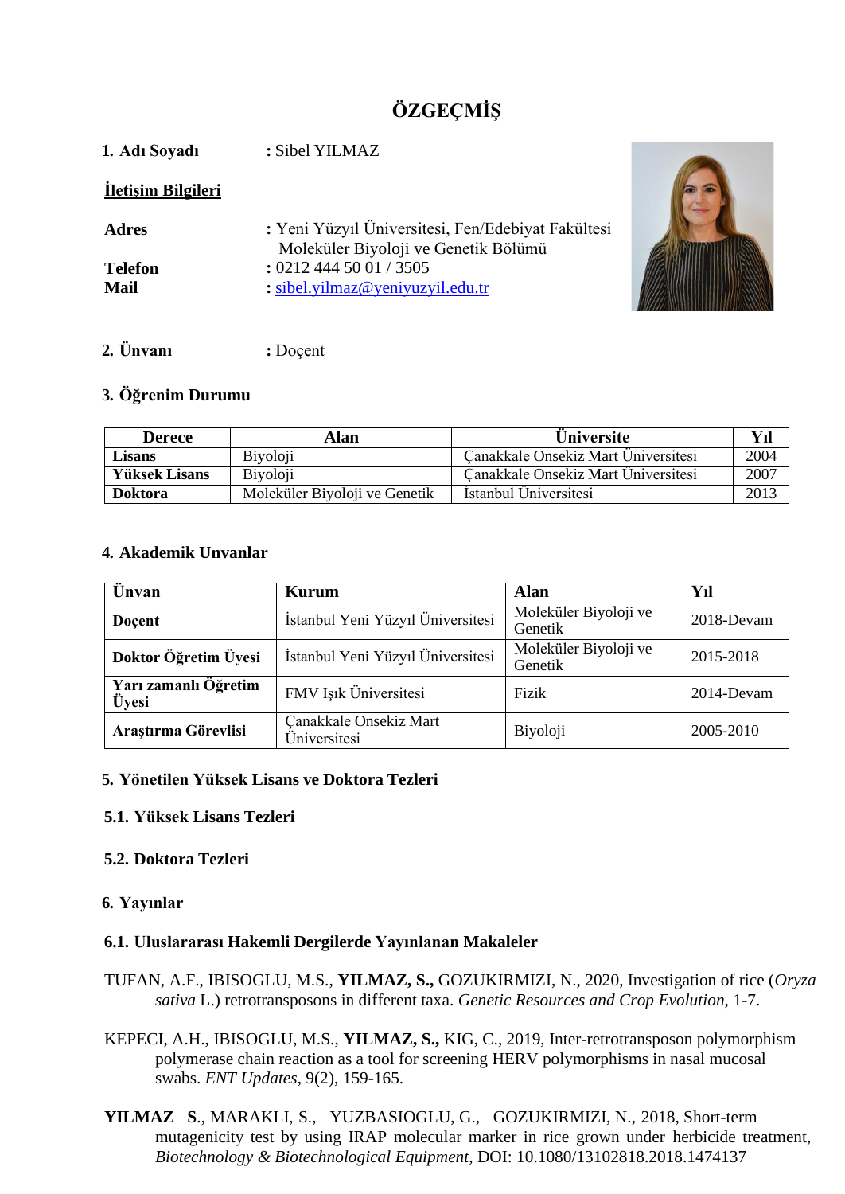# ÖZGEÇMİŞ

**1. Adı Soyadı** : Sibel YILMAZ

**İletişim Bilgileri**

**Adres** : Yeni Yüzyıl Üniversitesi, Fen/Edebiyat Fakültesi Moleküler Biyoloji ve Genetik Bölümü

**Telefon** : 0212 444 50 01 / 3505

**Mail** : sibel.yilmaz@yeniyuzyil.edu.tr

**2. Ünvanı** : Doçent

## 3. Öğrenim Durumu

| Derece | Alan | Üniversite | Yıl |
|---|---|---|---|
| **Lisans** | Biyoloji | Çanakkale Onsekiz Mart Üniversitesi | 2004 |
| **Yüksek Lisans** | Biyoloji | Çanakkale Onsekiz Mart Üniversitesi | 2007 |
| **Doktora** | Moleküler Biyoloji ve Genetik | İstanbul Üniversitesi | 2013 |

## 4. Akademik Unvanlar

| Ünvan | Kurum | Alan | Yıl |
|---|---|---|---|
| **Doçent** | İstanbul Yeni Yüzyıl Üniversitesi | Moleküler Biyoloji ve Genetik | 2018-Devam |
| **Doktor Öğretim Üyesi** | İstanbul Yeni Yüzyıl Üniversitesi | Moleküler Biyoloji ve Genetik | 2015-2018 |
| **Yarı zamanlı Öğretim Üyesi** | FMV Işık Üniversitesi | Fizik | 2014-Devam |
| **Araştırma Görevlisi** | Çanakkale Onsekiz Mart Üniversitesi | Biyoloji | 2005-2010 |

## 5. Yönetilen Yüksek Lisans ve Doktora Tezleri

### 5.1. Yüksek Lisans Tezleri

### 5.2. Doktora Tezleri

## 6. Yayınlar

### 6.1. Uluslararası Hakemli Dergilerde Yayınlanan Makaleler

TUFAN, A.F., IBISOGLU, M.S., **YILMAZ, S.,** GOZUKIRMIZI, N., 2020, Investigation of rice (*Oryza sativa* L.) retrotransposons in different taxa. *Genetic Resources and Crop Evolution,* 1-7.

KEPECI, A.H., IBISOGLU, M.S., **YILMAZ, S.,** KIG, C., 2019, Inter-retrotransposon polymorphism polymerase chain reaction as a tool for screening HERV polymorphisms in nasal mucosal swabs. *ENT Updates*, 9(2), 159-165.

**YILMAZ S**., MARAKLI, S., YUZBASIOGLU, G., GOZUKIRMIZI, N., 2018, Short-term mutagenicity test by using IRAP molecular marker in rice grown under herbicide treatment, *Biotechnology & Biotechnological Equipment,* DOI: 10.1080/13102818.2018.1474137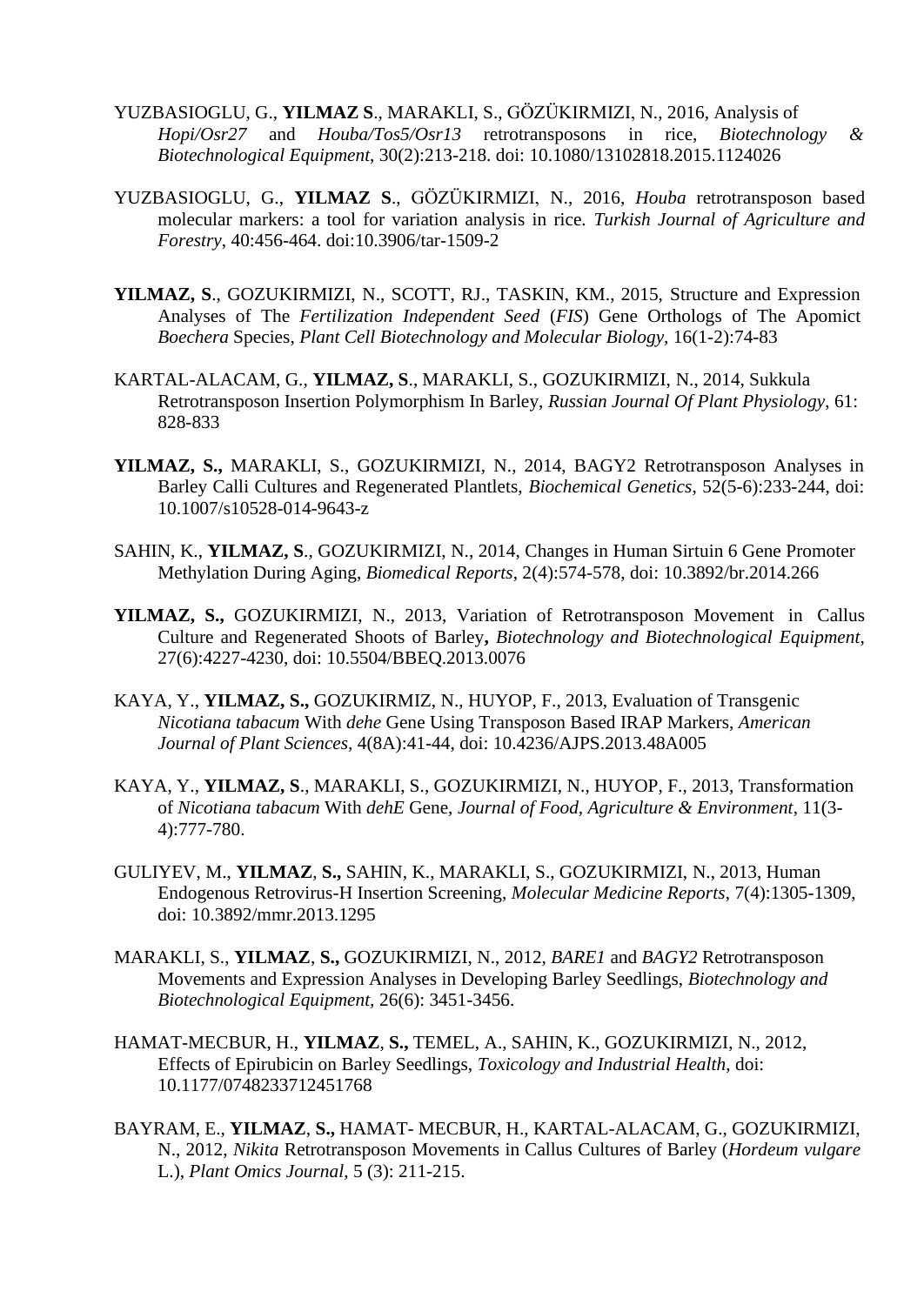YUZBASIOGLU, G., **YILMAZ S**., MARAKLI, S., GÖZÜKIRMIZI, N., 2016, Analysis of *Hopi/Osr27* and *Houba/Tos5/Osr13* retrotransposons in rice, *Biotechnology & Biotechnological Equipment*, 30(2):213-218. doi: 10.1080/13102818.2015.1124026

YUZBASIOGLU, G., **YILMAZ S**., GÖZÜKIRMIZI, N., 2016, *Houba* retrotransposon based molecular markers: a tool for variation analysis in rice. *Turkish Journal of Agriculture and Forestry*, 40:456-464. doi:10.3906/tar-1509-2

**YILMAZ, S**., GOZUKIRMIZI, N., SCOTT, RJ., TASKIN, KM., 2015, Structure and Expression Analyses of The *Fertilization Independent Seed* (*FIS*) Gene Orthologs of The Apomict *Boechera* Species, *Plant Cell Biotechnology and Molecular Biology*, 16(1-2):74-83

KARTAL-ALACAM, G., **YILMAZ, S**., MARAKLI, S., GOZUKIRMIZI, N., 2014, Sukkula Retrotransposon Insertion Polymorphism In Barley, *Russian Journal Of Plant Physiology*, 61: 828-833

**YILMAZ, S.,** MARAKLI, S., GOZUKIRMIZI, N., 2014, BAGY2 Retrotransposon Analyses in Barley Calli Cultures and Regenerated Plantlets, *Biochemical Genetics*, 52(5-6):233-244, doi: 10.1007/s10528-014-9643-z

SAHIN, K., **YILMAZ, S**., GOZUKIRMIZI, N., 2014, Changes in Human Sirtuin 6 Gene Promoter Methylation During Aging, *Biomedical Reports*, 2(4):574-578, doi: 10.3892/br.2014.266

**YILMAZ, S.,** GOZUKIRMIZI, N., 2013, Variation of Retrotransposon Movement in Callus Culture and Regenerated Shoots of Barley**,** *Biotechnology and Biotechnological Equipment*, 27(6):4227-4230, doi: 10.5504/BBEQ.2013.0076

KAYA, Y., **YILMAZ, S.,** GOZUKIRMIZ, N., HUYOP, F., 2013, Evaluation of Transgenic *Nicotiana tabacum* With *dehe* Gene Using Transposon Based IRAP Markers, *American Journal of Plant Sciences*, 4(8A):41-44, doi: 10.4236/AJPS.2013.48A005

KAYA, Y., **YILMAZ, S**., MARAKLI, S., GOZUKIRMIZI, N., HUYOP, F., 2013, Transformation of *Nicotiana tabacum* With *dehE* Gene, *Journal of Food, Agriculture & Environment*, 11(3-4):777-780.

GULIYEV, M., **YILMAZ**, **S.,** SAHIN, K., MARAKLI, S., GOZUKIRMIZI, N., 2013, Human Endogenous Retrovirus-H Insertion Screening, *Molecular Medicine Reports*, 7(4):1305-1309, doi: 10.3892/mmr.2013.1295

MARAKLI, S., **YILMAZ**, **S.,** GOZUKIRMIZI, N., 2012, *BARE1* and *BAGY2* Retrotransposon Movements and Expression Analyses in Developing Barley Seedlings, *Biotechnology and Biotechnological Equipment,* 26(6): 3451-3456.

HAMAT-MECBUR, H., **YILMAZ**, **S.,** TEMEL, A., SAHIN, K., GOZUKIRMIZI, N., 2012, Effects of Epirubicin on Barley Seedlings, *Toxicology and Industrial Health*, doi: 10.1177/0748233712451768

BAYRAM, E., **YILMAZ**, **S.,** HAMAT- MECBUR, H., KARTAL-ALACAM, G., GOZUKIRMIZI, N., 2012, *Nikita* Retrotransposon Movements in Callus Cultures of Barley (*Hordeum vulgare* L.), *Plant Omics Journal*, 5 (3): 211-215.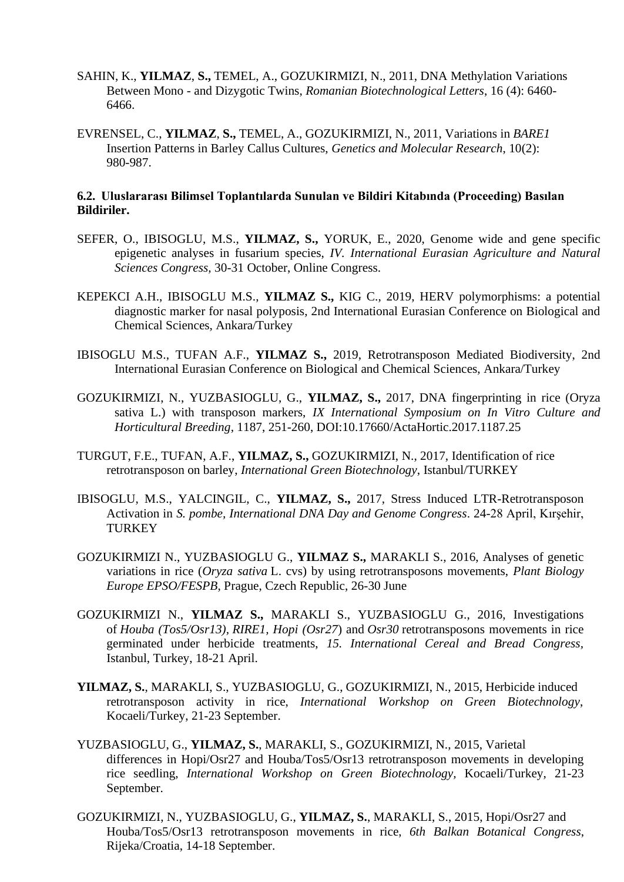SAHIN, K., **YILMAZ**, **S.,** TEMEL, A., GOZUKIRMIZI, N., 2011, DNA Methylation Variations Between Mono - and Dizygotic Twins, *Romanian Biotechnological Letters*, 16 (4): 6460-6466.

EVRENSEL, C., **YILMAZ**, **S.,** TEMEL, A., GOZUKIRMIZI, N., 2011, Variations in *BARE1* Insertion Patterns in Barley Callus Cultures, *Genetics and Molecular Research*, 10(2): 980-987.

**6.2. Uluslararası Bilimsel Toplantılarda Sunulan ve Bildiri Kitabında (Proceeding) Basılan Bildiriler.**

SEFER, O., IBISOGLU, M.S., **YILMAZ, S.,** YORUK, E., 2020, Genome wide and gene specific epigenetic analyses in fusarium species, *IV. International Eurasian Agriculture and Natural Sciences Congress,* 30-31 October, Online Congress.

KEPEKCI A.H., IBISOGLU M.S., **YILMAZ S.,** KIG C., 2019, HERV polymorphisms: a potential diagnostic marker for nasal polyposis, 2nd International Eurasian Conference on Biological and Chemical Sciences, Ankara/Turkey

IBISOGLU M.S., TUFAN A.F., **YILMAZ S.,** 2019, Retrotransposon Mediated Biodiversity, 2nd International Eurasian Conference on Biological and Chemical Sciences, Ankara/Turkey

GOZUKIRMIZI, N., YUZBASIOGLU, G., **YILMAZ, S.,** 2017, DNA fingerprinting in rice (Oryza sativa L.) with transposon markers, *IX International Symposium on In Vitro Culture and Horticultural Breeding*, 1187, 251-260, DOI:10.17660/ActaHortic.2017.1187.25

TURGUT, F.E., TUFAN, A.F., **YILMAZ, S.,** GOZUKIRMIZI, N., 2017, Identification of rice retrotransposon on barley, *International Green Biotechnology*, Istanbul/TURKEY

IBISOGLU, M.S., YALCINGIL, C., **YILMAZ, S.,** 2017, Stress Induced LTR-Retrotransposon Activation in *S. pombe, International DNA Day and Genome Congress*. 24-28 April, Kırşehir, TURKEY

GOZUKIRMIZI N., YUZBASIOGLU G., **YILMAZ S.,** MARAKLI S., 2016, Analyses of genetic variations in rice (*Oryza sativa* L. cvs) by using retrotransposons movements, *Plant Biology Europe EPSO/FESPB*, Prague, Czech Republic, 26-30 June

GOZUKIRMIZI N., **YILMAZ S.,** MARAKLI S., YUZBASIOGLU G., 2016, Investigations of *Houba (Tos5/Osr13), RIRE1, Hopi (Osr27*) and *Osr30* retrotransposons movements in rice germinated under herbicide treatments, *15. International Cereal and Bread Congress*, Istanbul, Turkey, 18-21 April.

**YILMAZ, S.**, MARAKLI, S., YUZBASIOGLU, G., GOZUKIRMIZI, N., 2015, Herbicide induced retrotransposon activity in rice, *International Workshop on Green Biotechnology*, Kocaeli/Turkey, 21-23 September.

YUZBASIOGLU, G., **YILMAZ, S.**, MARAKLI, S., GOZUKIRMIZI, N., 2015, Varietal differences in Hopi/Osr27 and Houba/Tos5/Osr13 retrotransposon movements in developing rice seedling, *International Workshop on Green Biotechnology,* Kocaeli/Turkey, 21-23 September.

GOZUKIRMIZI, N., YUZBASIOGLU, G., **YILMAZ, S.**, MARAKLI, S., 2015, Hopi/Osr27 and Houba/Tos5/Osr13 retrotransposon movements in rice, *6th Balkan Botanical Congress*, Rijeka/Croatia, 14-18 September.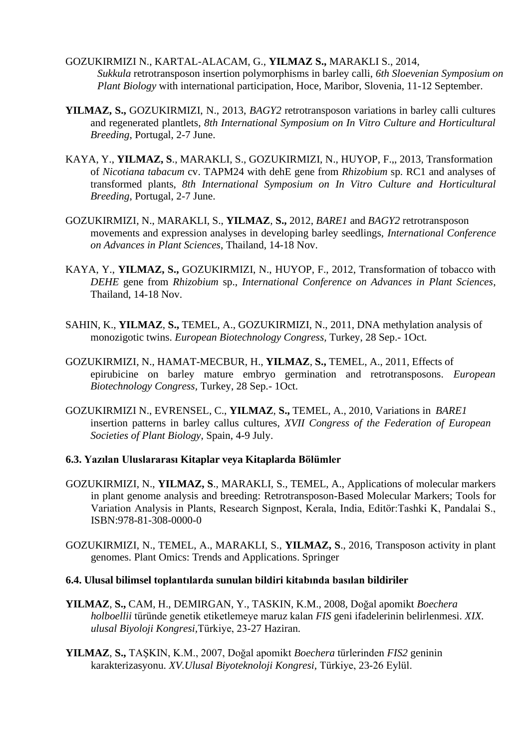GOZUKIRMIZI N., KARTAL-ALACAM, G., **YILMAZ S.,** MARAKLI S., 2014, *Sukkula* retrotransposon insertion polymorphisms in barley calli, *6th Sloevenian Symposium on Plant Biology* with international participation, Hoce, Maribor, Slovenia, 11-12 September.

**YILMAZ, S.,** GOZUKIRMIZI, N., 2013, *BAGY2* retrotransposon variations in barley calli cultures and regenerated plantlets, *8th International Symposium on In Vitro Culture and Horticultural Breeding*, Portugal, 2-7 June.

KAYA, Y., **YILMAZ, S**., MARAKLI, S., GOZUKIRMIZI, N., HUYOP, F.,, 2013, Transformation of *Nicotiana tabacum* cv. TAPM24 with dehE gene from *Rhizobium* sp. RC1 and analyses of transformed plants, *8th International Symposium on In Vitro Culture and Horticultural Breeding*, Portugal, 2-7 June.

GOZUKIRMIZI, N., MARAKLI, S., **YILMAZ**, **S.,** 2012, *BARE1* and *BAGY2* retrotransposon movements and expression analyses in developing barley seedlings, *International Conference on Advances in Plant Sciences*, Thailand, 14-18 Nov.

KAYA, Y., **YILMAZ, S.,** GOZUKIRMIZI, N., HUYOP, F., 2012, Transformation of tobacco with *DEHE* gene from *Rhizobium* sp., *International Conference on Advances in Plant Sciences*, Thailand, 14-18 Nov.

SAHIN, K., **YILMAZ**, **S.,** TEMEL, A., GOZUKIRMIZI, N., 2011, DNA methylation analysis of monozigotic twins. *European Biotechnology Congress,* Turkey, 28 Sep.- 1Oct.

GOZUKIRMIZI, N., HAMAT-MECBUR, H., **YILMAZ**, **S.,** TEMEL, A., 2011, Effects of epirubicine on barley mature embryo germination and retrotransposons. *European Biotechnology Congress*, Turkey, 28 Sep.- 1Oct.

GOZUKIRMIZI N., EVRENSEL, C., **YILMAZ**, **S.,** TEMEL, A., 2010, Variations in *BARE1* insertion patterns in barley callus cultures, *XVII Congress of the Federation of European Societies of Plant Biology*, Spain, 4-9 July.

### 6.3. Yazılan Uluslararası Kitaplar veya Kitaplarda Bölümler

GOZUKIRMIZI, N., **YILMAZ, S**., MARAKLI, S., TEMEL, A., Applications of molecular markers in plant genome analysis and breeding: Retrotransposon-Based Molecular Markers; Tools for Variation Analysis in Plants, Research Signpost, Kerala, India, Editör:Tashki K, Pandalai S., ISBN:978-81-308-0000-0

GOZUKIRMIZI, N., TEMEL, A., MARAKLI, S., **YILMAZ, S**., 2016, Transposon activity in plant genomes. Plant Omics: Trends and Applications. Springer

### 6.4. Ulusal bilimsel toplantılarda sunulan bildiri kitabında basılan bildiriler

**YILMAZ**, **S.,** CAM, H., DEMIRGAN, Y., TASKIN, K.M., 2008, Doğal apomikt *Boechera holboellii* türünde genetik etiketlemeye maruz kalan *FIS* geni ifadelerinin belirlenmesi. *XIX. ulusal Biyoloji Kongresi*,Türkiye, 23-27 Haziran.

**YILMAZ**, **S.,** TAŞKIN, K.M., 2007, Doğal apomikt *Boechera* türlerinden *FIS2* geninin karakterizasyonu. *XV.Ulusal Biyoteknoloji Kongresi*, Türkiye, 23-26 Eylül.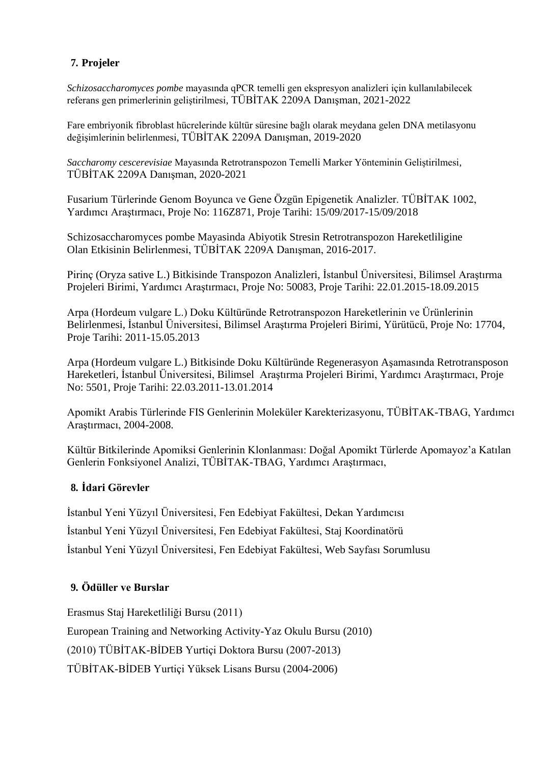## 7. Projeler

*Schizosaccharomyces pombe* mayasında qPCR temelli gen ekspresyon analizleri için kullanılabilecek referans gen primerlerinin geliştirilmesi, TÜBİTAK 2209A Danışman, 2021-2022

Fare embriyonik fibroblast hücrelerinde kültür süresine bağlı olarak meydana gelen DNA metilasyonu değişimlerinin belirlenmesi, TÜBİTAK 2209A Danışman, 2019-2020

*Saccharomy cescerevisiae* Mayasında Retrotranspozon Temelli Marker Yönteminin Geliştirilmesi, TÜBİTAK 2209A Danışman, 2020-2021

Fusarium Türlerinde Genom Boyunca ve Gene Özgün Epigenetik Analizler. TÜBİTAK 1002, Yardımcı Araştırmacı, Proje No: 116Z871, Proje Tarihi: 15/09/2017-15/09/2018

Schizosaccharomyces pombe Mayasinda Abiyotik Stresin Retrotranspozon Hareketliligine Olan Etkisinin Belirlenmesi, TÜBİTAK 2209A Danışman, 2016-2017.

Pirinç (Oryza sative L.) Bitkisinde Transpozon Analizleri, İstanbul Üniversitesi, Bilimsel Araştırma Projeleri Birimi, Yardımcı Araştırmacı, Proje No: 50083, Proje Tarihi: 22.01.2015-18.09.2015

Arpa (Hordeum vulgare L.) Doku Kültüründe Retrotranspozon Hareketlerinin ve Ürünlerinin Belirlenmesi, İstanbul Üniversitesi, Bilimsel Araştırma Projeleri Birimi, Yürütücü, Proje No: 17704, Proje Tarihi: 2011-15.05.2013

Arpa (Hordeum vulgare L.) Bitkisinde Doku Kültüründe Regenerasyon Aşamasında Retrotransposon Hareketleri, İstanbul Üniversitesi, Bilimsel Araştırma Projeleri Birimi, Yardımcı Araştırmacı, Proje No: 5501, Proje Tarihi: 22.03.2011-13.01.2014

Apomikt Arabis Türlerinde FIS Genlerinin Moleküler Karekterizasyonu, TÜBİTAK-TBAG, Yardımcı Araştırmacı, 2004-2008.

Kültür Bitkilerinde Apomiksi Genlerinin Klonlanması: Doğal Apomikt Türlerde Apomayoz'a Katılan Genlerin Fonksiyonel Analizi, TÜBİTAK-TBAG, Yardımcı Araştırmacı,

## 8. İdari Görevler

İstanbul Yeni Yüzyıl Üniversitesi, Fen Edebiyat Fakültesi, Dekan Yardımcısı

İstanbul Yeni Yüzyıl Üniversitesi, Fen Edebiyat Fakültesi, Staj Koordinatörü

İstanbul Yeni Yüzyıl Üniversitesi, Fen Edebiyat Fakültesi, Web Sayfası Sorumlusu

## 9. Ödüller ve Burslar

Erasmus Staj Hareketliliği Bursu (2011)

European Training and Networking Activity-Yaz Okulu Bursu (2010)

(2010) TÜBİTAK-BİDEB Yurtiçi Doktora Bursu (2007-2013)

TÜBİTAK-BİDEB Yurtiçi Yüksek Lisans Bursu (2004-2006)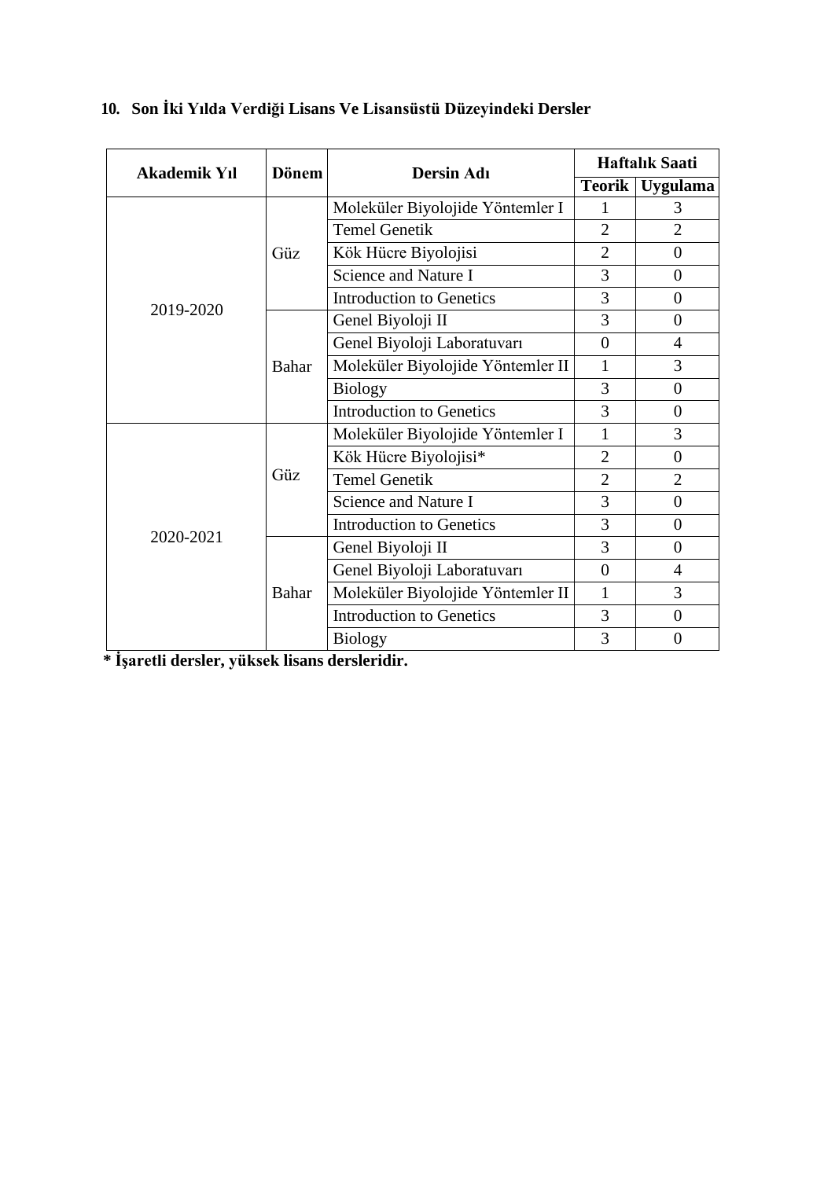**10. Son İki Yılda Verdiği Lisans Ve Lisansüstü Düzeyindeki Dersler**

| Akademik Yıl | Dönem | Dersin Adı | Haftalık Saati | |
|---|---|---|---|---|
| | | | Teorik | Uygulama |
| 2019-2020 | Güz | Moleküler Biyolojide Yöntemler I | 1 | 3 |
| | | Temel Genetik | 2 | 2 |
| | | Kök Hücre Biyolojisi | 2 | 0 |
| | | Science and Nature I | 3 | 0 |
| | | Introduction to Genetics | 3 | 0 |
| | Bahar | Genel Biyoloji II | 3 | 0 |
| | | Genel Biyoloji Laboratuvarı | 0 | 4 |
| | | Moleküler Biyolojide Yöntemler II | 1 | 3 |
| | | Biology | 3 | 0 |
| | | Introduction to Genetics | 3 | 0 |
| 2020-2021 | Güz | Moleküler Biyolojide Yöntemler I | 1 | 3 |
| | | Kök Hücre Biyolojisi* | 2 | 0 |
| | | Temel Genetik | 2 | 2 |
| | | Science and Nature I | 3 | 0 |
| | | Introduction to Genetics | 3 | 0 |
| | Bahar | Genel Biyoloji II | 3 | 0 |
| | | Genel Biyoloji Laboratuvarı | 0 | 4 |
| | | Moleküler Biyolojide Yöntemler II | 1 | 3 |
| | | Introduction to Genetics | 3 | 0 |
| | | Biology | 3 | 0 |

**\* İşaretli dersler, yüksek lisans dersleridir.**